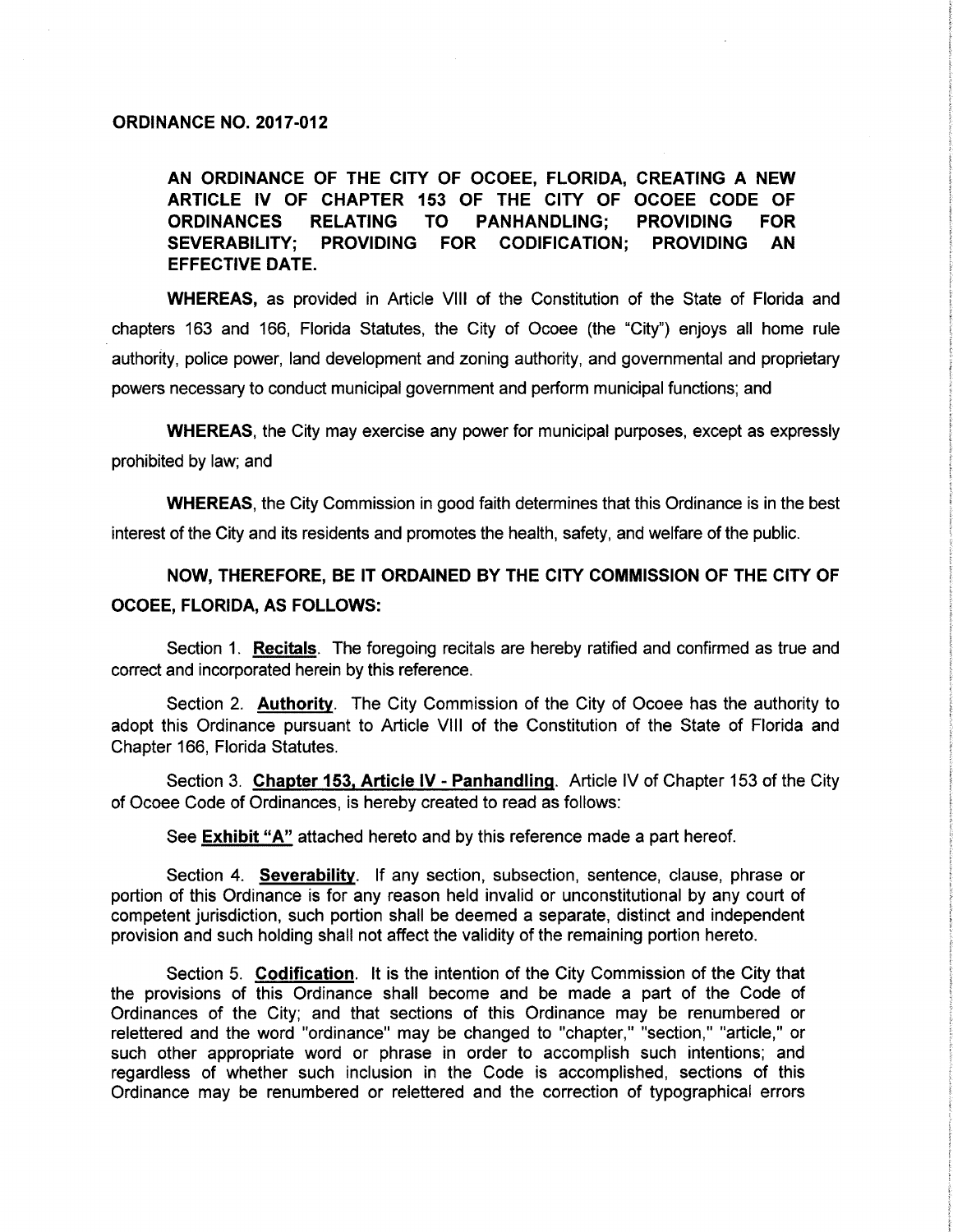**ORDINANCE NO. 2017-012**

**AN ORDINANCE OF THE CITY OF OCOEE, FLORIDA, CREATING A NEW ARTICLE IV OF CHAPTER 153 OF THE CITY OF OCOEE CODE OF ORDINANCES RELATING TO PANHANDLING; PROVIDING FOR SEVERABILITY; PROVIDING FOR CODIFICATION; PROVIDING AN EFFECTIVE DATE.**

**WHEREAS,** as provided in Article VIII of the Constitution of the State of Florida and chapters 163 and 166, Florida Statutes, the City of Ocoee (the "City") enjoys all home rule authority, police power, land development and zoning authority, and governmental and proprietary powers necessary to conduct municipal government and perform municipal functions; and

**WHEREAS**, the City may exercise any power for municipal purposes, except as expressly prohibited by law; and

**WHEREAS**, the City Commission in good faith determines that this Ordinance is in the best interest of the City and its residents and promotes the health, safety, and welfare of the public.

**NOW, THEREFORE, BE IT ORDAINED BY THE CITY COMMISSION OF THE CITY OF OCOEE, FLORIDA, AS FOLLOWS:**

Section 1. **Recitals**. The foregoing recitals are hereby ratified and confirmed as true and correct and incorporated herein by this reference.

Section 2. **Authority**. The City Commission of the City of Ocoee has the authority to adopt this Ordinance pursuant to Article VIII of the Constitution of the State of Florida and Chapter 166, Florida Statutes.

Section 3. **Chapter 153, Article IV - Panhandling**. Article IV of Chapter 153 of the City of Ocoee Code of Ordinances, is hereby created to read as follows:

See **Exhibit "A"** attached hereto and by this reference made a part hereof.

Section 4. **Severability**. If any section, subsection, sentence, clause, phrase or portion of this Ordinance is for any reason held invalid or unconstitutional by any court of competent jurisdiction, such portion shall be deemed a separate, distinct and independent provision and such holding shall not affect the validity of the remaining portion hereto.

Section 5. **Codification**. It is the intention of the City Commission of the City that the provisions of this Ordinance shall become and be made a part of the Code of Ordinances of the City; and that sections of this Ordinance may be renumbered or relettered and the word "ordinance" may be changed to "chapter," "section," "article," or such other appropriate word or phrase in order to accomplish such intentions; and regardless of whether such inclusion in the Code is accomplished, sections of this Ordinance may be renumbered or relettered and the correction of typographical errors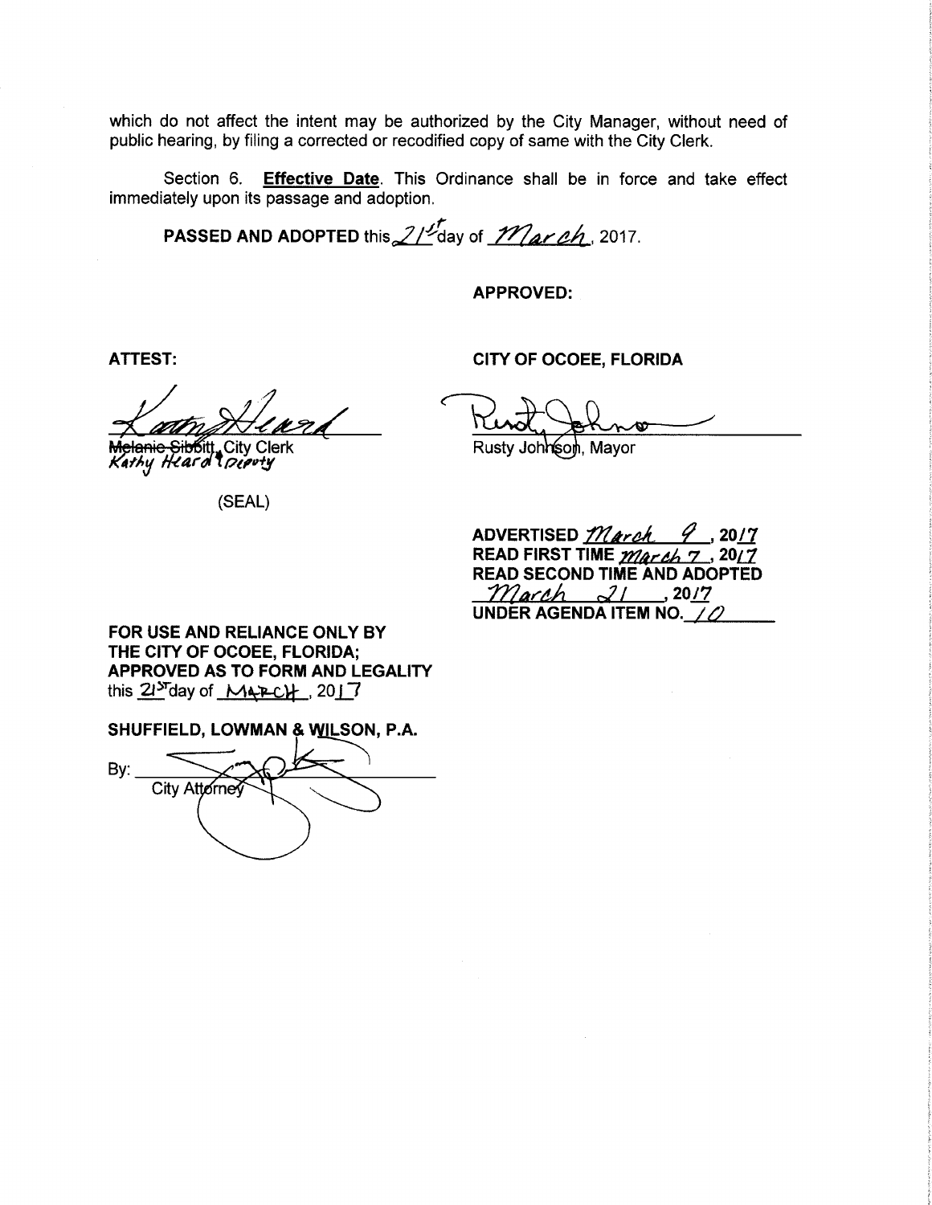which do not affect the intent may be authorized by the City Manager, without need of public hearing, by filing a corrected or recodified copy of same with the City Clerk.

Section 6. **Effective Date**. This Ordinance shall be in force and take effect immediately upon its passage and adoption.

**PASSED AND ADOPTED** this 21st day of March, 2017.

**APPROVED:**

**ATTEST:**

~~Melanie Sibbitt~~, City Clerk
Kathy Heard Deputy

(SEAL)

**CITY OF OCOEE, FLORIDA**

Rusty Johnson, Mayor

**ADVERTISED** March 9, **2017**
**READ FIRST TIME** March 7, **2017**
**READ SECOND TIME AND ADOPTED**
March 21, **2017**
**UNDER AGENDA ITEM NO.** 10

**FOR USE AND RELIANCE ONLY BY THE CITY OF OCOEE, FLORIDA; APPROVED AS TO FORM AND LEGALITY**
this 21st day of MARCH, 2017

**SHUFFIELD, LOWMAN & WILSON, P.A.**

By: ______________________
City Attorney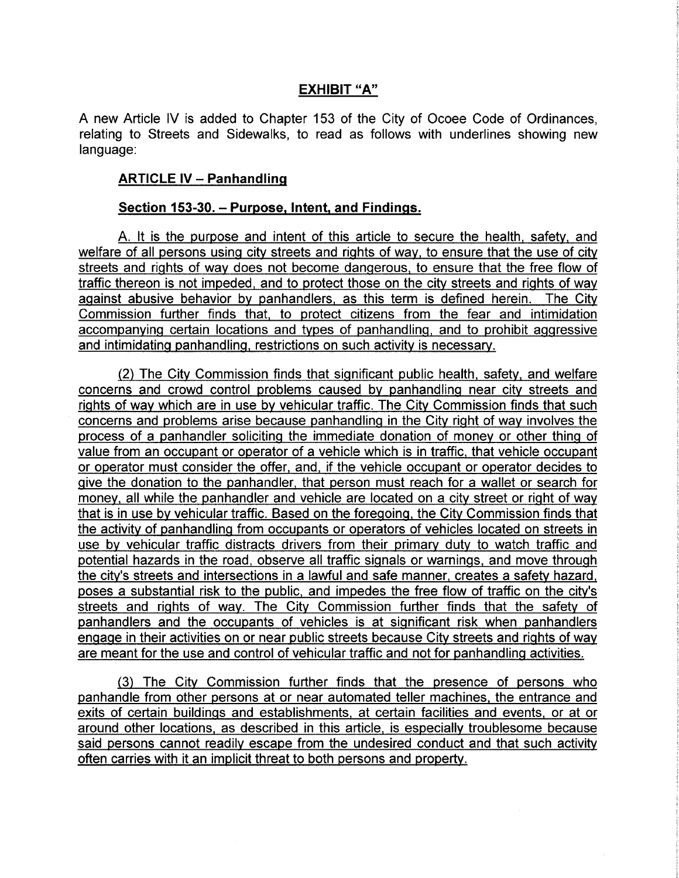## EXHIBIT "A"

A new Article IV is added to Chapter 153 of the City of Ocoee Code of Ordinances, relating to Streets and Sidewalks, to read as follows with underlines showing new language:

### ARTICLE IV – Panhandling

### Section 153-30. – Purpose, Intent, and Findings.

A. It is the purpose and intent of this article to secure the health, safety, and welfare of all persons using city streets and rights of way, to ensure that the use of city streets and rights of way does not become dangerous, to ensure that the free flow of traffic thereon is not impeded, and to protect those on the city streets and rights of way against abusive behavior by panhandlers, as this term is defined herein. The City Commission further finds that, to protect citizens from the fear and intimidation accompanying certain locations and types of panhandling, and to prohibit aggressive and intimidating panhandling, restrictions on such activity is necessary.

(2) The City Commission finds that significant public health, safety, and welfare concerns and crowd control problems caused by panhandling near city streets and rights of way which are in use by vehicular traffic. The City Commission finds that such concerns and problems arise because panhandling in the City right of way involves the process of a panhandler soliciting the immediate donation of money or other thing of value from an occupant or operator of a vehicle which is in traffic, that vehicle occupant or operator must consider the offer, and, if the vehicle occupant or operator decides to give the donation to the panhandler, that person must reach for a wallet or search for money, all while the panhandler and vehicle are located on a city street or right of way that is in use by vehicular traffic. Based on the foregoing, the City Commission finds that the activity of panhandling from occupants or operators of vehicles located on streets in use by vehicular traffic distracts drivers from their primary duty to watch traffic and potential hazards in the road, observe all traffic signals or warnings, and move through the city's streets and intersections in a lawful and safe manner, creates a safety hazard, poses a substantial risk to the public, and impedes the free flow of traffic on the city's streets and rights of way. The City Commission further finds that the safety of panhandlers and the occupants of vehicles is at significant risk when panhandlers engage in their activities on or near public streets because City streets and rights of way are meant for the use and control of vehicular traffic and not for panhandling activities.

(3) The City Commission further finds that the presence of persons who panhandle from other persons at or near automated teller machines, the entrance and exits of certain buildings and establishments, at certain facilities and events, or at or around other locations, as described in this article, is especially troublesome because said persons cannot readily escape from the undesired conduct and that such activity often carries with it an implicit threat to both persons and property.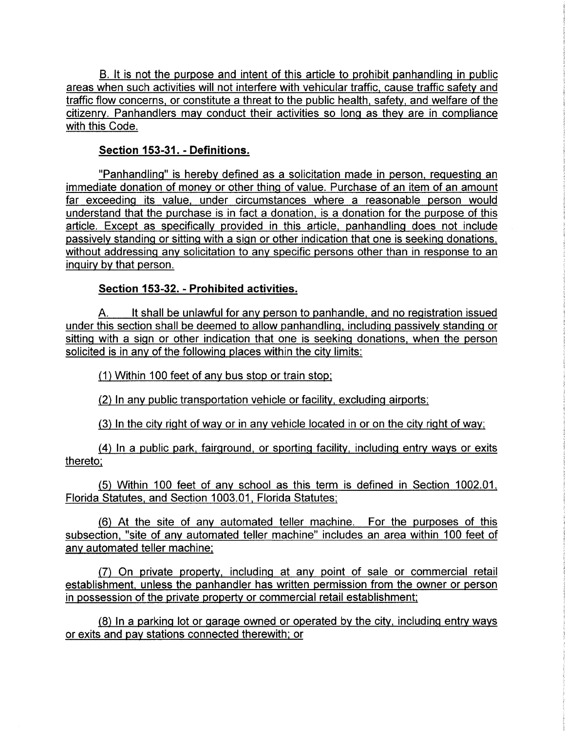B. It is not the purpose and intent of this article to prohibit panhandling in public areas when such activities will not interfere with vehicular traffic, cause traffic safety and traffic flow concerns, or constitute a threat to the public health, safety, and welfare of the citizenry. Panhandlers may conduct their activities so long as they are in compliance with this Code.

**Section 153-31. - Definitions.**

"Panhandling" is hereby defined as a solicitation made in person, requesting an immediate donation of money or other thing of value. Purchase of an item of an amount far exceeding its value, under circumstances where a reasonable person would understand that the purchase is in fact a donation, is a donation for the purpose of this article. Except as specifically provided in this article, panhandling does not include passively standing or sitting with a sign or other indication that one is seeking donations, without addressing any solicitation to any specific persons other than in response to an inquiry by that person.

**Section 153-32. - Prohibited activities.**

A. It shall be unlawful for any person to panhandle, and no registration issued under this section shall be deemed to allow panhandling, including passively standing or sitting with a sign or other indication that one is seeking donations, when the person solicited is in any of the following places within the city limits:

(1) Within 100 feet of any bus stop or train stop;

(2) In any public transportation vehicle or facility, excluding airports;

(3) In the city right of way or in any vehicle located in or on the city right of way;

(4) In a public park, fairground, or sporting facility, including entry ways or exits thereto;

(5) Within 100 feet of any school as this term is defined in Section 1002.01, Florida Statutes, and Section 1003.01, Florida Statutes;

(6) At the site of any automated teller machine. For the purposes of this subsection, "site of any automated teller machine" includes an area within 100 feet of any automated teller machine;

(7) On private property, including at any point of sale or commercial retail establishment, unless the panhandler has written permission from the owner or person in possession of the private property or commercial retail establishment;

(8) In a parking lot or garage owned or operated by the city, including entry ways or exits and pay stations connected therewith; or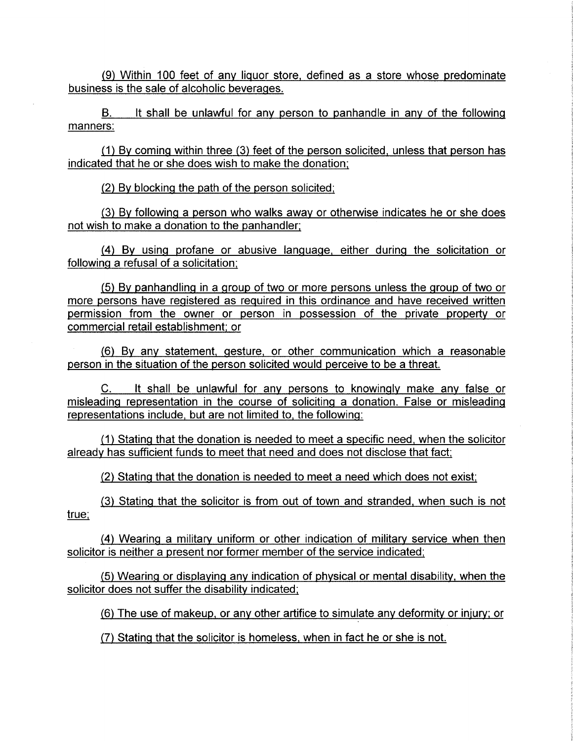(9) Within 100 feet of any liquor store, defined as a store whose predominate business is the sale of alcoholic beverages.

B. It shall be unlawful for any person to panhandle in any of the following manners:

(1) By coming within three (3) feet of the person solicited, unless that person has indicated that he or she does wish to make the donation;

(2) By blocking the path of the person solicited;

(3) By following a person who walks away or otherwise indicates he or she does not wish to make a donation to the panhandler;

(4) By using profane or abusive language, either during the solicitation or following a refusal of a solicitation;

(5) By panhandling in a group of two or more persons unless the group of two or more persons have registered as required in this ordinance and have received written permission from the owner or person in possession of the private property or commercial retail establishment; or

(6) By any statement, gesture, or other communication which a reasonable person in the situation of the person solicited would perceive to be a threat.

C. It shall be unlawful for any persons to knowingly make any false or misleading representation in the course of soliciting a donation. False or misleading representations include, but are not limited to, the following:

(1) Stating that the donation is needed to meet a specific need, when the solicitor already has sufficient funds to meet that need and does not disclose that fact;

(2) Stating that the donation is needed to meet a need which does not exist;

(3) Stating that the solicitor is from out of town and stranded, when such is not true;

(4) Wearing a military uniform or other indication of military service when then solicitor is neither a present nor former member of the service indicated;

(5) Wearing or displaying any indication of physical or mental disability, when the solicitor does not suffer the disability indicated;

(6) The use of makeup, or any other artifice to simulate any deformity or injury; or

(7) Stating that the solicitor is homeless, when in fact he or she is not.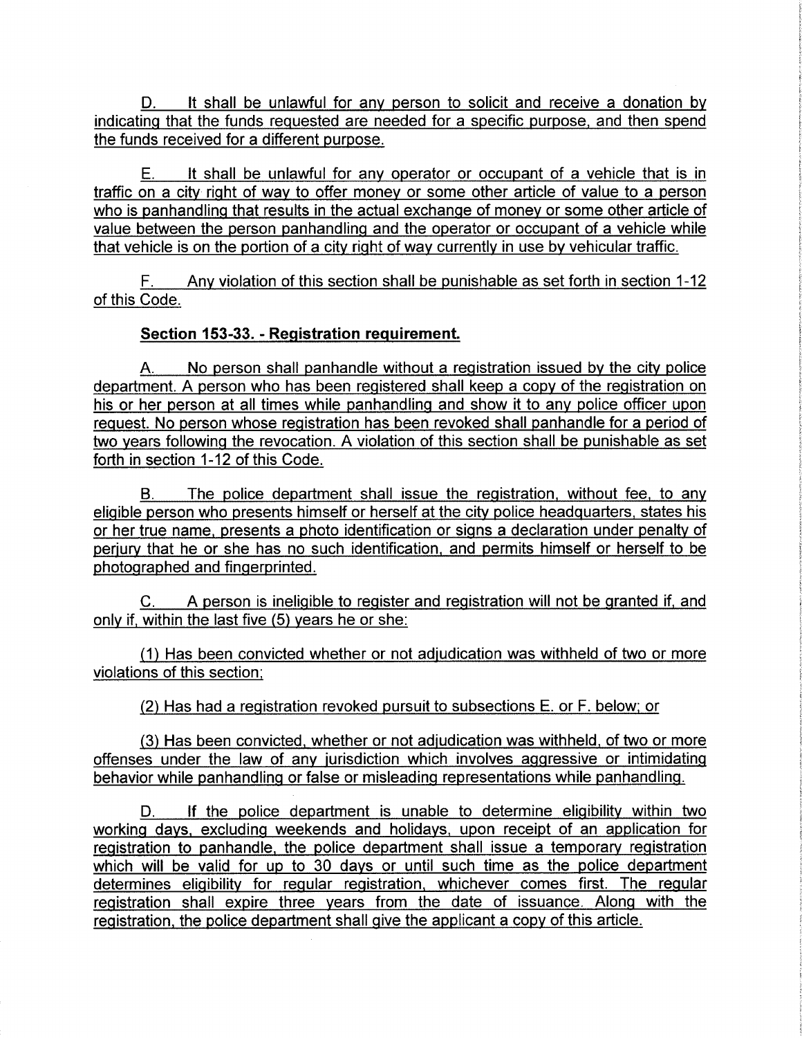D. It shall be unlawful for any person to solicit and receive a donation by indicating that the funds requested are needed for a specific purpose, and then spend the funds received for a different purpose.

E. It shall be unlawful for any operator or occupant of a vehicle that is in traffic on a city right of way to offer money or some other article of value to a person who is panhandling that results in the actual exchange of money or some other article of value between the person panhandling and the operator or occupant of a vehicle while that vehicle is on the portion of a city right of way currently in use by vehicular traffic.

F. Any violation of this section shall be punishable as set forth in section 1-12 of this Code.

**Section 153-33. - Registration requirement.**

A. No person shall panhandle without a registration issued by the city police department. A person who has been registered shall keep a copy of the registration on his or her person at all times while panhandling and show it to any police officer upon request. No person whose registration has been revoked shall panhandle for a period of two years following the revocation. A violation of this section shall be punishable as set forth in section 1-12 of this Code.

B. The police department shall issue the registration, without fee, to any eligible person who presents himself or herself at the city police headquarters, states his or her true name, presents a photo identification or signs a declaration under penalty of perjury that he or she has no such identification, and permits himself or herself to be photographed and fingerprinted.

C. A person is ineligible to register and registration will not be granted if, and only if, within the last five (5) years he or she:

(1) Has been convicted whether or not adjudication was withheld of two or more violations of this section;

(2) Has had a registration revoked pursuit to subsections E. or F. below; or

(3) Has been convicted, whether or not adjudication was withheld, of two or more offenses under the law of any jurisdiction which involves aggressive or intimidating behavior while panhandling or false or misleading representations while panhandling.

D. If the police department is unable to determine eligibility within two working days, excluding weekends and holidays, upon receipt of an application for registration to panhandle, the police department shall issue a temporary registration which will be valid for up to 30 days or until such time as the police department determines eligibility for regular registration, whichever comes first. The regular registration shall expire three years from the date of issuance. Along with the registration, the police department shall give the applicant a copy of this article.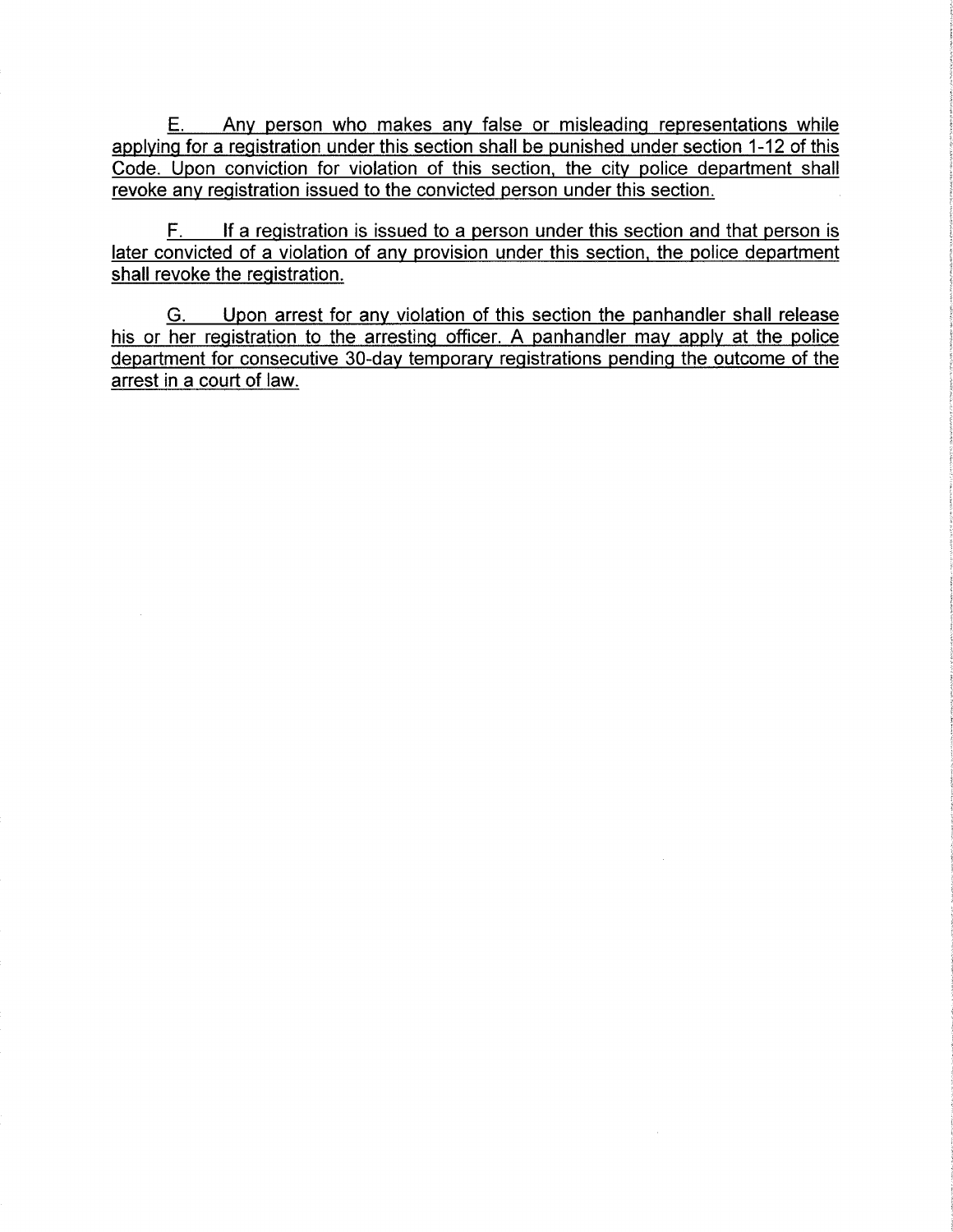E. Any person who makes any false or misleading representations while applying for a registration under this section shall be punished under section 1-12 of this Code. Upon conviction for violation of this section, the city police department shall revoke any registration issued to the convicted person under this section.

F. If a registration is issued to a person under this section and that person is later convicted of a violation of any provision under this section, the police department shall revoke the registration.

G. Upon arrest for any violation of this section the panhandler shall release his or her registration to the arresting officer. A panhandler may apply at the police department for consecutive 30-day temporary registrations pending the outcome of the arrest in a court of law.